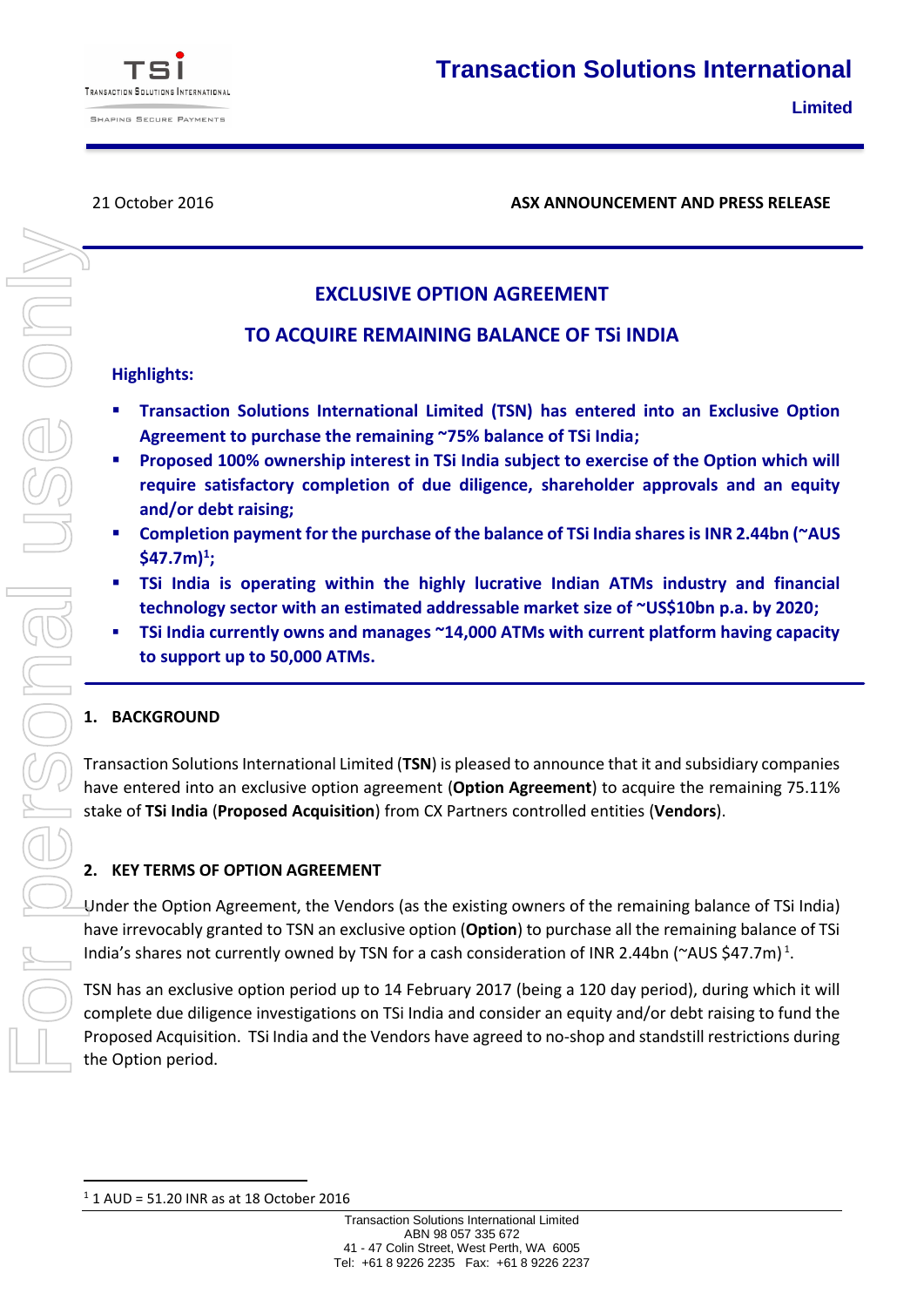# Transaction Solutions International Limited

21 October 2016

**ASX ANNOUNCEMENT AND PRESS RELEASE**

## EXCLUSIVE OPTION AGREEMENT

## TO ACQUIRE REMAINING BALANCE OF TSi INDIA

**Highlights:**

- **Transaction Solutions International Limited (TSN) has entered into an Exclusive Option Agreement to purchase the remaining ~75% balance of TSi India;**
- **Proposed 100% ownership interest in TSi India subject to exercise of the Option which will require satisfactory completion of due diligence, shareholder approvals and an equity and/or debt raising;**
- **Completion payment for the purchase of the balance of TSi India shares is INR 2.44bn (~AUS $47.7m)[1];**
- **TSi India is operating within the highly lucrative Indian ATMs industry and financial technology sector with an estimated addressable market size of ~US$10bn p.a. by 2020;**
- **TSi India currently owns and manages ~14,000 ATMs with current platform having capacity to support up to 50,000 ATMs.**

## 1. BACKGROUND

Transaction Solutions International Limited (**TSN**) is pleased to announce that it and subsidiary companies have entered into an exclusive option agreement (**Option Agreement**) to acquire the remaining 75.11% stake of **TSi India** (**Proposed Acquisition**) from CX Partners controlled entities (**Vendors**).

## 2. KEY TERMS OF OPTION AGREEMENT

Under the Option Agreement, the Vendors (as the existing owners of the remaining balance of TSi India) have irrevocably granted to TSN an exclusive option (**Option**) to purchase all the remaining balance of TSi India's shares not currently owned by TSN for a cash consideration of INR 2.44bn (~AUS $47.7m)[1].

TSN has an exclusive option period up to 14 February 2017 (being a 120 day period), during which it will complete due diligence investigations on TSi India and consider an equity and/or debt raising to fund the Proposed Acquisition. TSi India and the Vendors have agreed to no-shop and standstill restrictions during the Option period.

[1] 1 AUD = 51.20 INR as at 18 October 2016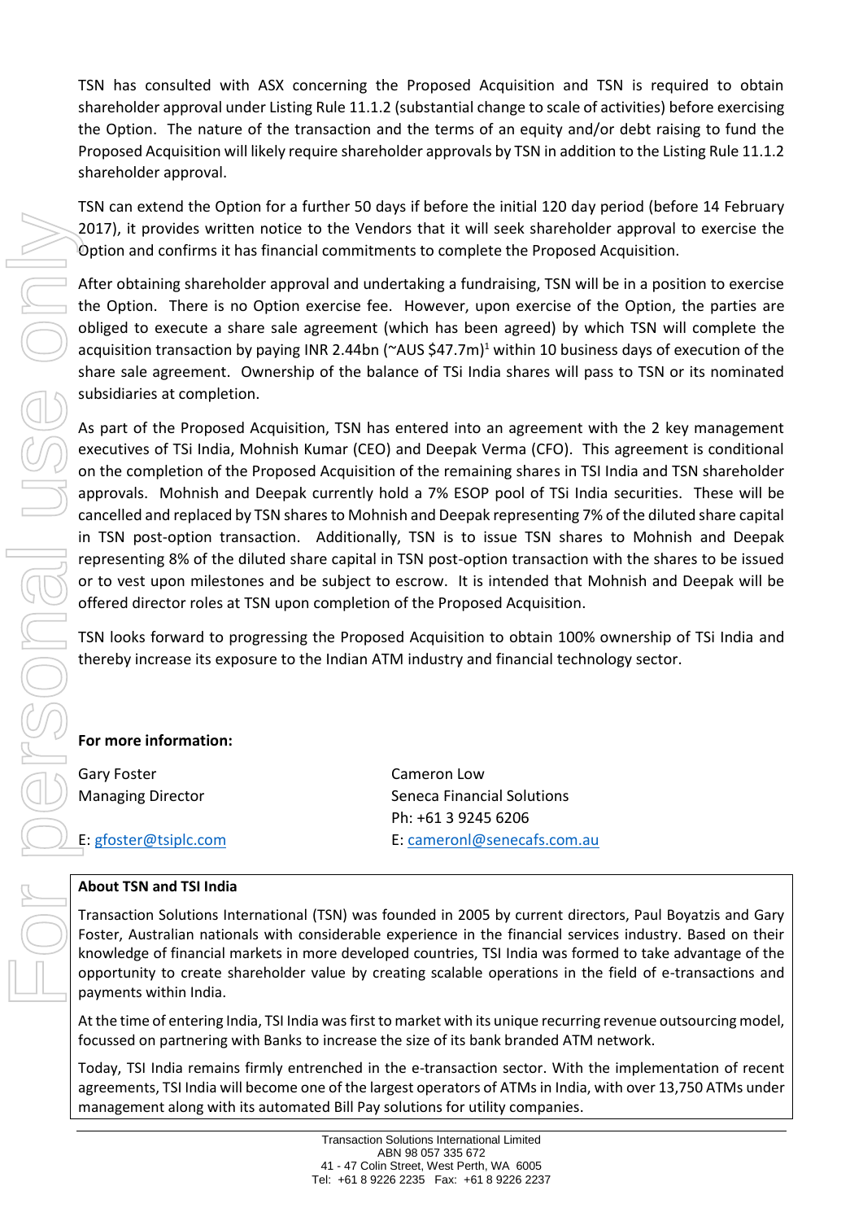TSN has consulted with ASX concerning the Proposed Acquisition and TSN is required to obtain shareholder approval under Listing Rule 11.1.2 (substantial change to scale of activities) before exercising the Option. The nature of the transaction and the terms of an equity and/or debt raising to fund the Proposed Acquisition will likely require shareholder approvals by TSN in addition to the Listing Rule 11.1.2 shareholder approval.

TSN can extend the Option for a further 50 days if before the initial 120 day period (before 14 February 2017), it provides written notice to the Vendors that it will seek shareholder approval to exercise the Option and confirms it has financial commitments to complete the Proposed Acquisition.

After obtaining shareholder approval and undertaking a fundraising, TSN will be in a position to exercise the Option. There is no Option exercise fee. However, upon exercise of the Option, the parties are obliged to execute a share sale agreement (which has been agreed) by which TSN will complete the acquisition transaction by paying INR 2.44bn (~AUS $47.7m)[1] within 10 business days of execution of the share sale agreement. Ownership of the balance of TSi India shares will pass to TSN or its nominated subsidiaries at completion.

As part of the Proposed Acquisition, TSN has entered into an agreement with the 2 key management executives of TSi India, Mohnish Kumar (CEO) and Deepak Verma (CFO). This agreement is conditional on the completion of the Proposed Acquisition of the remaining shares in TSI India and TSN shareholder approvals. Mohnish and Deepak currently hold a 7% ESOP pool of TSi India securities. These will be cancelled and replaced by TSN shares to Mohnish and Deepak representing 7% of the diluted share capital in TSN post-option transaction. Additionally, TSN is to issue TSN shares to Mohnish and Deepak representing 8% of the diluted share capital in TSN post-option transaction with the shares to be issued or to vest upon milestones and be subject to escrow. It is intended that Mohnish and Deepak will be offered director roles at TSN upon completion of the Proposed Acquisition.

TSN looks forward to progressing the Proposed Acquisition to obtain 100% ownership of TSi India and thereby increase its exposure to the Indian ATM industry and financial technology sector.

**For more information:**

Gary Foster
Managing Director

E: gfoster@tsiplc.com

Cameron Low
Seneca Financial Solutions
Ph: +61 3 9245 6206
E: cameronl@senecafs.com.au

**About TSN and TSI India**

Transaction Solutions International (TSN) was founded in 2005 by current directors, Paul Boyatzis and Gary Foster, Australian nationals with considerable experience in the financial services industry. Based on their knowledge of financial markets in more developed countries, TSI India was formed to take advantage of the opportunity to create shareholder value by creating scalable operations in the field of e-transactions and payments within India.

At the time of entering India, TSI India was first to market with its unique recurring revenue outsourcing model, focussed on partnering with Banks to increase the size of its bank branded ATM network.

Today, TSI India remains firmly entrenched in the e-transaction sector. With the implementation of recent agreements, TSI India will become one of the largest operators of ATMs in India, with over 13,750 ATMs under management along with its automated Bill Pay solutions for utility companies.

Transaction Solutions International Limited
ABN 98 057 335 672
41 - 47 Colin Street, West Perth, WA 6005
Tel: +61 8 9226 2235 Fax: +61 8 9226 2237